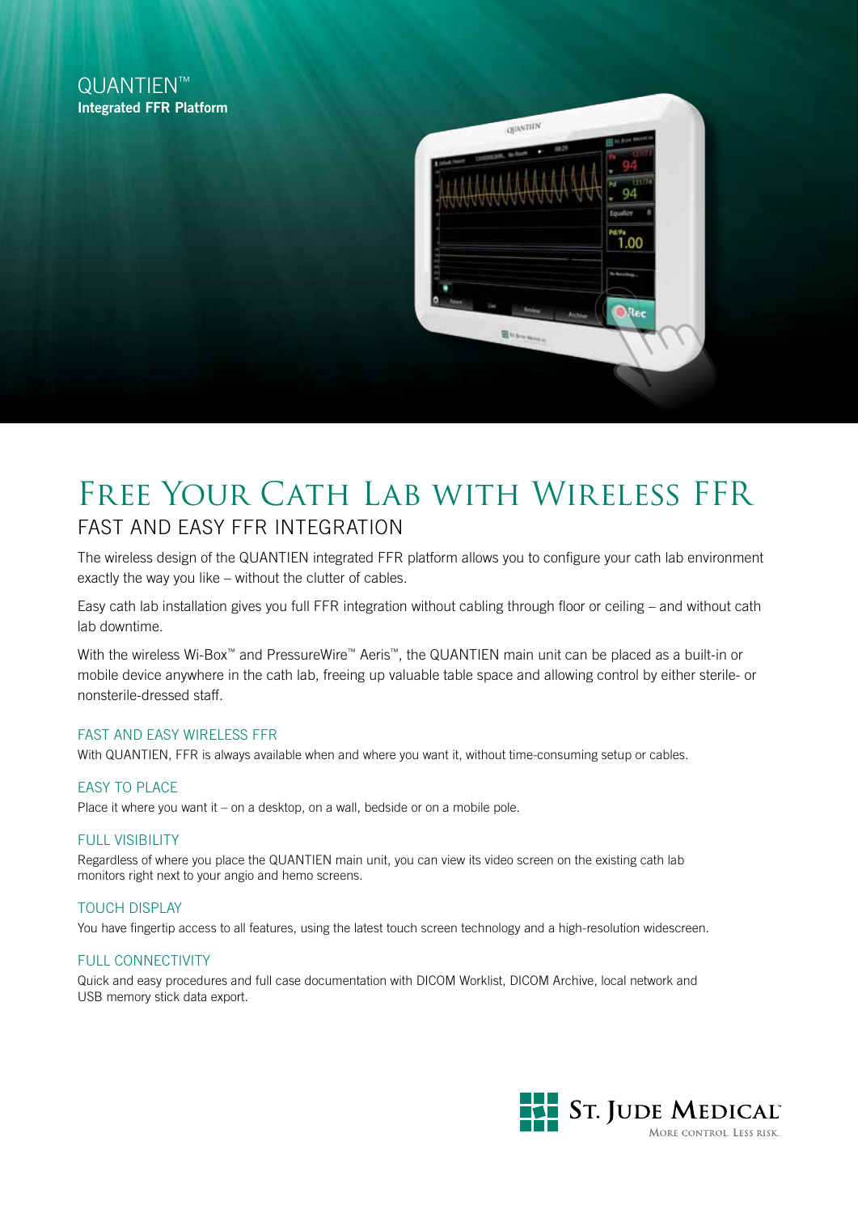QUANTIEN™
**Integrated FFR Platform**

# Free Your Cath Lab with Wireless FFR

## FAST AND EASY FFR INTEGRATION

The wireless design of the QUANTIEN integrated FFR platform allows you to configure your cath lab environment exactly the way you like – without the clutter of cables.

Easy cath lab installation gives you full FFR integration without cabling through floor or ceiling – and without cath lab downtime.

With the wireless Wi-Box™ and PressureWire™ Aeris™, the QUANTIEN main unit can be placed as a built-in or mobile device anywhere in the cath lab, freeing up valuable table space and allowing control by either sterile- or nonsterile-dressed staff.

### FAST AND EASY WIRELESS FFR

With QUANTIEN, FFR is always available when and where you want it, without time-consuming setup or cables.

### EASY TO PLACE

Place it where you want it – on a desktop, on a wall, bedside or on a mobile pole.

### FULL VISIBILITY

Regardless of where you place the QUANTIEN main unit, you can view its video screen on the existing cath lab monitors right next to your angio and hemo screens.

### TOUCH DISPLAY

You have fingertip access to all features, using the latest touch screen technology and a high-resolution widescreen.

### FULL CONNECTIVITY

Quick and easy procedures and full case documentation with DICOM Worklist, DICOM Archive, local network and USB memory stick data export.

St. Jude Medical
More control. Less risk.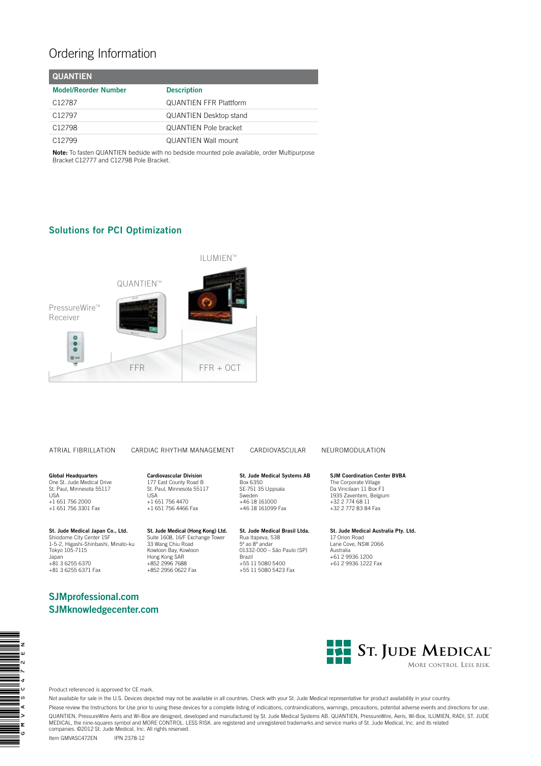# Ordering Information

| QUANTIEN | |
|---|---|
| **Model/Reorder Number** | **Description** |
| C12787 | QUANTIEN FFR Plattform |
| C12797 | QUANTIEN Desktop stand |
| C12798 | QUANTIEN Pole bracket |
| C12799 | QUANTIEN Wall mount |

**Note:** To fasten QUANTIEN bedside with no bedside mounted pole available, order Multipurpose Bracket C12777 and C12798 Pole Bracket.

## Solutions for PCI Optimization

ILUMIEN™

QUANTIEN™

PressureWire™ Receiver

FFR

FFR + OCT

ATRIAL FIBRILLATION CARDIAC RHYTHM MANAGEMENT CARDIOVASCULAR NEUROMODULATION

**Global Headquarters**
One St. Jude Medical Drive
St. Paul, Minnesota 55117
USA
+1 651 756 2000
+1 651 756 3301 Fax

**Cardiovascular Division**
177 East County Road B
St. Paul, Minnesota 55117
USA
+1 651 756 4470
+1 651 756 4466 Fax

**St. Jude Medical Systems AB**
Box 6350
SE-751 35 Uppsala
Sweden
+46 18 161000
+46 18 161099 Fax

**SJM Coordination Center BVBA**
The Corporate Village
Da Vincilaan 11 Box F1
1935 Zaventem, Belgium
+32 2 774 68 11
+32 2 772 83 84 Fax

**St. Jude Medical Japan Co., Ltd.**
Shiodome City Center 15F
1-5-2, Higashi-Shinbashi, Minato-ku
Tokyo 105-7115
Japan
+81 3 6255 6370
+81 3 6255 6371 Fax

**St. Jude Medical (Hong Kong) Ltd.**
Suite 1608, 16/F Exchange Tower
33 Wang Chiu Road
Kowloon Bay, Kowloon
Hong Kong SAR
+852 2996 7688
+852 2956 0622 Fax

**St. Jude Medical Brasil Ltda.**
Rua Itapeva, 538
5º ao 8º andar
01332-000 – São Paulo (SP)
Brazil
+55 11 5080 5400
+55 11 5080 5423 Fax

**St. Jude Medical Australia Pty. Ltd.**
17 Orion Road
Lane Cove, NSW 2066
Australia
+61 2 9936 1200
+61 2 9936 1222 Fax

**SJMprofessional.com**
**SJMknowledgecenter.com**

ST. JUDE MEDICAL™
MORE CONTROL. LESS RISK.

GMVASC472EN

Product referenced is approved for CE mark.

Not available for sale in the U.S. Devices depicted may not be available in all countries. Check with your St. Jude Medical representative for product availability in your country.

Please review the Instructions for Use prior to using these devices for a complete listing of indications, contraindications, warnings, precautions, potential adverse events and directions for use.

QUANTIEN, PressureWire Aeris and Wi-Box are designed, developed and manufactured by St. Jude Medical Systems AB. QUANTIEN, PressureWire, Aeris, Wi-Box, ILUMIEN, RADI, ST. JUDE MEDICAL, the nine-squares symbol and MORE CONTROL. LESS RISK. are registered and unregistered trademarks and service marks of St. Jude Medical, Inc. and its related companies. ©2012 St. Jude Medical, Inc. All rights reserved.

Item GMVASC472EN IPN 2378-12